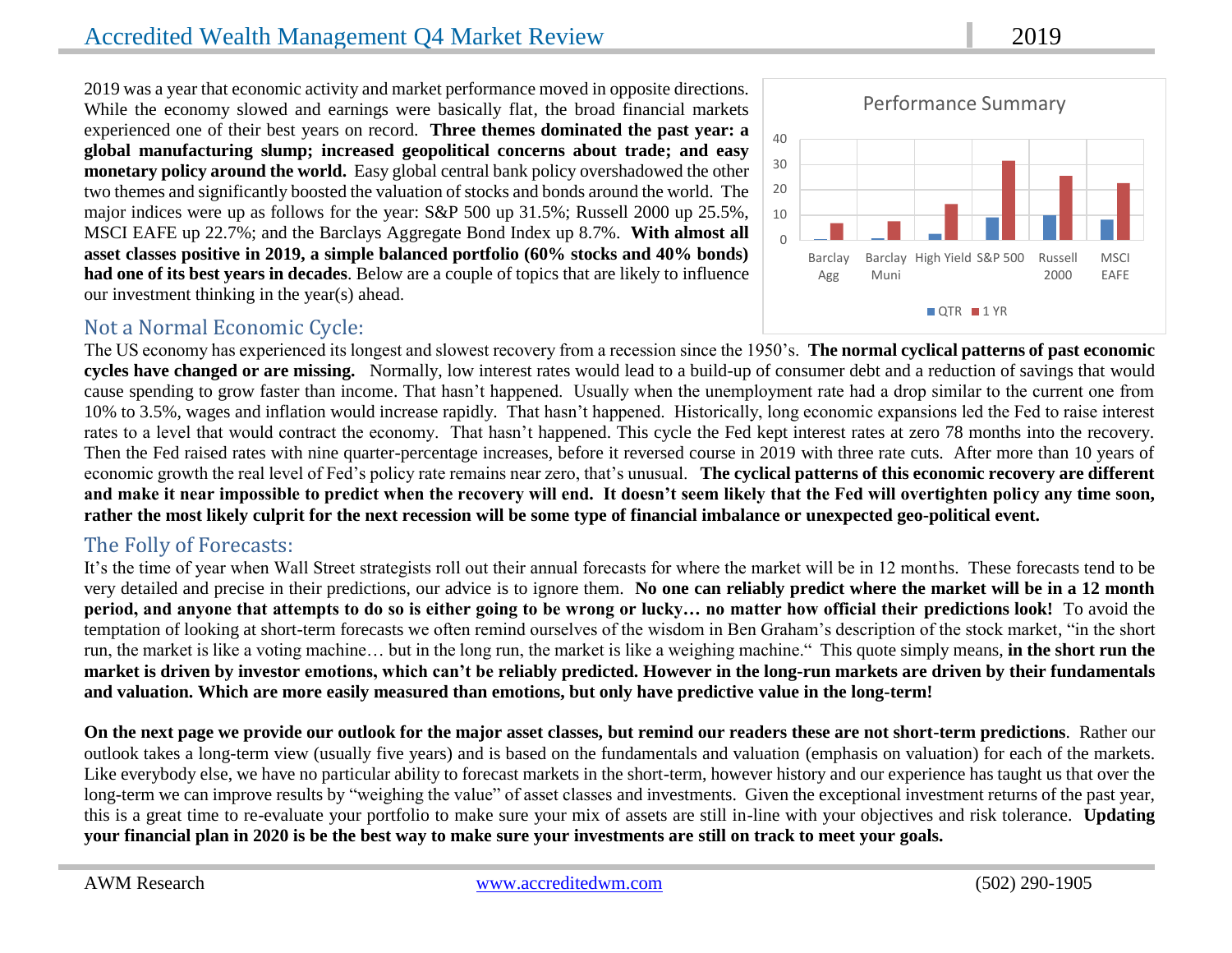# Accredited Wealth Management Q4 Market Review 2019

2019 was a year that economic activity and market performance moved in opposite directions. While the economy slowed and earnings were basically flat, the broad financial markets experienced one of their best years on record. **Three themes dominated the past year: a global manufacturing slump; increased geopolitical concerns about trade; and easy monetary policy around the world.** Easy global central bank policy overshadowed the other two themes and significantly boosted the valuation of stocks and bonds around the world. The major indices were up as follows for the year: S&P 500 up 31.5%; Russell 2000 up 25.5%, MSCI EAFE up 22.7%; and the Barclays Aggregate Bond Index up 8.7%. **With almost all asset classes positive in 2019, a simple balanced portfolio (60% stocks and 40% bonds) had one of its best years in decades**. Below are a couple of topics that are likely to influence our investment thinking in the year(s) ahead.

Performance Summary

(Chart: QTR and 1 YR returns for Barclay Agg, Barclay Muni, High Yield, S&P 500, Russell 2000, MSCI EAFE)

## Not a Normal Economic Cycle:

The US economy has experienced its longest and slowest recovery from a recession since the 1950's. **The normal cyclical patterns of past economic cycles have changed or are missing.** Normally, low interest rates would lead to a build-up of consumer debt and a reduction of savings that would cause spending to grow faster than income. That hasn't happened. Usually when the unemployment rate had a drop similar to the current one from 10% to 3.5%, wages and inflation would increase rapidly. That hasn't happened. Historically, long economic expansions led the Fed to raise interest rates to a level that would contract the economy. That hasn't happened. This cycle the Fed kept interest rates at zero 78 months into the recovery. Then the Fed raised rates with nine quarter-percentage increases, before it reversed course in 2019 with three rate cuts. After more than 10 years of economic growth the real level of Fed's policy rate remains near zero, that's unusual. **The cyclical patterns of this economic recovery are different and make it near impossible to predict when the recovery will end. It doesn't seem likely that the Fed will overtighten policy any time soon, rather the most likely culprit for the next recession will be some type of financial imbalance or unexpected geo-political event.**

## The Folly of Forecasts:

It's the time of year when Wall Street strategists roll out their annual forecasts for where the market will be in 12 months. These forecasts tend to be very detailed and precise in their predictions, our advice is to ignore them. **No one can reliably predict where the market will be in a 12 month period, and anyone that attempts to do so is either going to be wrong or lucky… no matter how official their predictions look!** To avoid the temptation of looking at short-term forecasts we often remind ourselves of the wisdom in Ben Graham's description of the stock market, "in the short run, the market is like a voting machine… but in the long run, the market is like a weighing machine." This quote simply means, **in the short run the market is driven by investor emotions, which can't be reliably predicted. However in the long-run markets are driven by their fundamentals and valuation. Which are more easily measured than emotions, but only have predictive value in the long-term!**

**On the next page we provide our outlook for the major asset classes, but remind our readers these are not short-term predictions**. Rather our outlook takes a long-term view (usually five years) and is based on the fundamentals and valuation (emphasis on valuation) for each of the markets. Like everybody else, we have no particular ability to forecast markets in the short-term, however history and our experience has taught us that over the long-term we can improve results by "weighing the value" of asset classes and investments. Given the exceptional investment returns of the past year, this is a great time to re-evaluate your portfolio to make sure your mix of assets are still in-line with your objectives and risk tolerance. **Updating your financial plan in 2020 is be the best way to make sure your investments are still on track to meet your goals.**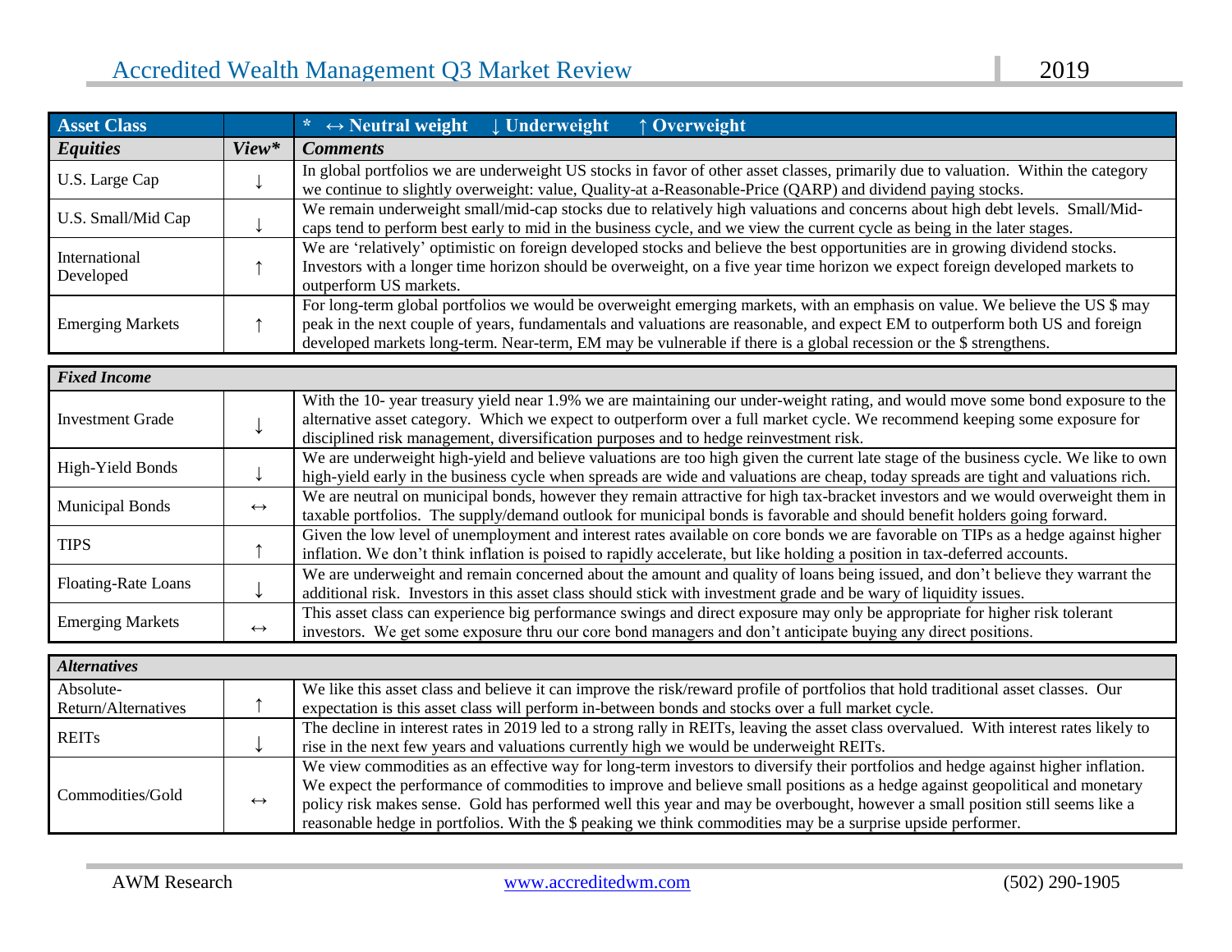| Asset Class | | * ↔ Neutral weight ↓ Underweight ↑ Overweight |
|---|---|---|
| ***Equities*** | ***View**** | ***Comments*** |
| U.S. Large Cap | ↓ | In global portfolios we are underweight US stocks in favor of other asset classes, primarily due to valuation. Within the category we continue to slightly overweight: value, Quality-at a-Reasonable-Price (QARP) and dividend paying stocks. |
| U.S. Small/Mid Cap | ↓ | We remain underweight small/mid-cap stocks due to relatively high valuations and concerns about high debt levels. Small/Mid-caps tend to perform best early to mid in the business cycle, and we view the current cycle as being in the later stages. |
| International Developed | ↑ | We are 'relatively' optimistic on foreign developed stocks and believe the best opportunities are in growing dividend stocks. Investors with a longer time horizon should be overweight, on a five year time horizon we expect foreign developed markets to outperform US markets. |
| Emerging Markets | ↑ | For long-term global portfolios we would be overweight emerging markets, with an emphasis on value. We believe the US $ may peak in the next couple of years, fundamentals and valuations are reasonable, and expect EM to outperform both US and foreign developed markets long-term. Near-term, EM may be vulnerable if there is a global recession or the $ strengthens. |

| ***Fixed Income*** | | |
|---|---|---|
| Investment Grade | ↓ | With the 10- year treasury yield near 1.9% we are maintaining our under-weight rating, and would move some bond exposure to the alternative asset category. Which we expect to outperform over a full market cycle. We recommend keeping some exposure for disciplined risk management, diversification purposes and to hedge reinvestment risk. |
| High-Yield Bonds | ↓ | We are underweight high-yield and believe valuations are too high given the current late stage of the business cycle. We like to own high-yield early in the business cycle when spreads are wide and valuations are cheap, today spreads are tight and valuations rich. |
| Municipal Bonds | ↔ | We are neutral on municipal bonds, however they remain attractive for high tax-bracket investors and we would overweight them in taxable portfolios. The supply/demand outlook for municipal bonds is favorable and should benefit holders going forward. |
| TIPS | ↑ | Given the low level of unemployment and interest rates available on core bonds we are favorable on TIPs as a hedge against higher inflation. We don't think inflation is poised to rapidly accelerate, but like holding a position in tax-deferred accounts. |
| Floating-Rate Loans | ↓ | We are underweight and remain concerned about the amount and quality of loans being issued, and don't believe they warrant the additional risk. Investors in this asset class should stick with investment grade and be wary of liquidity issues. |
| Emerging Markets | ↔ | This asset class can experience big performance swings and direct exposure may only be appropriate for higher risk tolerant investors. We get some exposure thru our core bond managers and don't anticipate buying any direct positions. |

| ***Alternatives*** | | |
|---|---|---|
| Absolute-Return/Alternatives | ↑ | We like this asset class and believe it can improve the risk/reward profile of portfolios that hold traditional asset classes. Our expectation is this asset class will perform in-between bonds and stocks over a full market cycle. |
| REITs | ↓ | The decline in interest rates in 2019 led to a strong rally in REITs, leaving the asset class overvalued. With interest rates likely to rise in the next few years and valuations currently high we would be underweight REITs. |
| Commodities/Gold | ↔ | We view commodities as an effective way for long-term investors to diversify their portfolios and hedge against higher inflation. We expect the performance of commodities to improve and believe small positions as a hedge against geopolitical and monetary policy risk makes sense. Gold has performed well this year and may be overbought, however a small position still seems like a reasonable hedge in portfolios. With the $ peaking we think commodities may be a surprise upside performer. |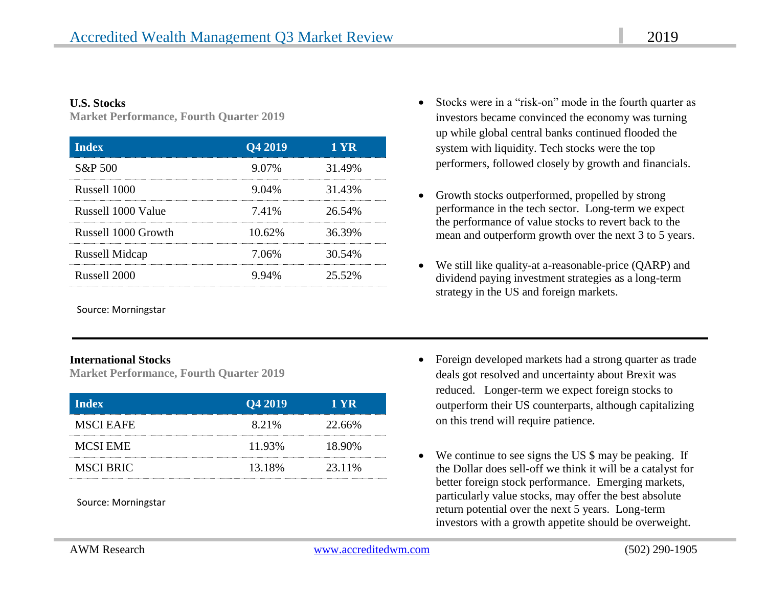### U.S. Stocks

**Market Performance, Fourth Quarter 2019**

| Index | Q4 2019 | 1 YR |
|---|---|---|
| S&P 500 | 9.07% | 31.49% |
| Russell 1000 | 9.04% | 31.43% |
| Russell 1000 Value | 7.41% | 26.54% |
| Russell 1000 Growth | 10.62% | 36.39% |
| Russell Midcap | 7.06% | 30.54% |
| Russell 2000 | 9.94% | 25.52% |

Source: Morningstar

- Stocks were in a "risk-on" mode in the fourth quarter as investors became convinced the economy was turning up while global central banks continued flooded the system with liquidity. Tech stocks were the top performers, followed closely by growth and financials.
- Growth stocks outperformed, propelled by strong performance in the tech sector. Long-term we expect the performance of value stocks to revert back to the mean and outperform growth over the next 3 to 5 years.
- We still like quality-at a-reasonable-price (QARP) and dividend paying investment strategies as a long-term strategy in the US and foreign markets.

---

### International Stocks

**Market Performance, Fourth Quarter 2019**

| Index | Q4 2019 | 1 YR |
|---|---|---|
| MSCI EAFE | 8.21% | 22.66% |
| MCSI EME | 11.93% | 18.90% |
| MSCI BRIC | 13.18% | 23.11% |

Source: Morningstar

- Foreign developed markets had a strong quarter as trade deals got resolved and uncertainty about Brexit was reduced. Longer-term we expect foreign stocks to outperform their US counterparts, although capitalizing on this trend will require patience.
- We continue to see signs the US $ may be peaking. If the Dollar does sell-off we think it will be a catalyst for better foreign stock performance. Emerging markets, particularly value stocks, may offer the best absolute return potential over the next 5 years. Long-term investors with a growth appetite should be overweight.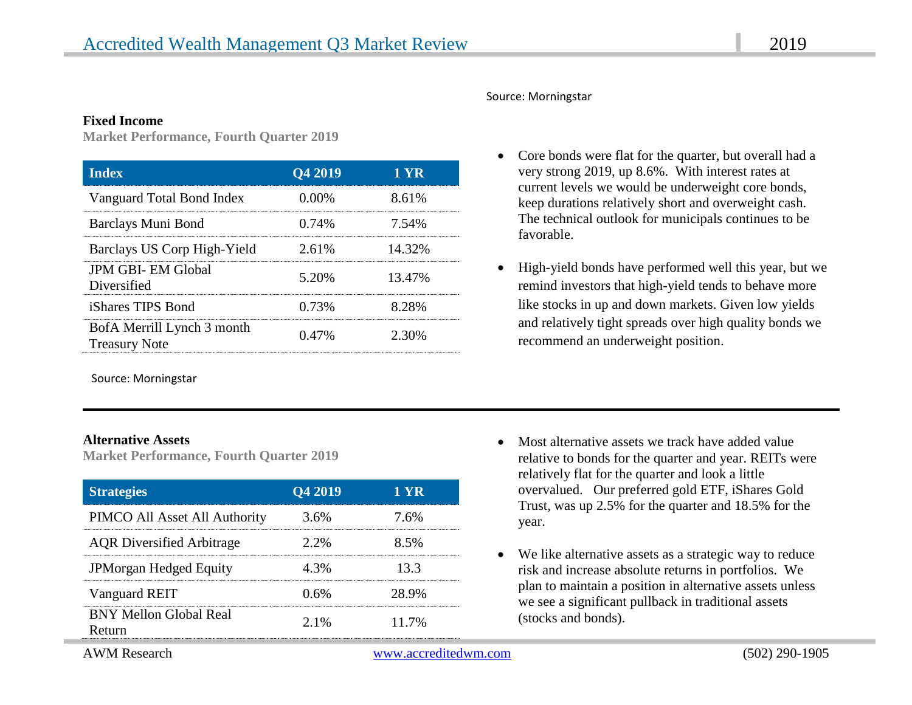Source: Morningstar

**Fixed Income**

**Market Performance, Fourth Quarter 2019**

| Index | Q4 2019 | 1 YR |
|---|---|---|
| Vanguard Total Bond Index | 0.00% | 8.61% |
| Barclays Muni Bond | 0.74% | 7.54% |
| Barclays US Corp High-Yield | 2.61% | 14.32% |
| JPM GBI- EM Global Diversified | 5.20% | 13.47% |
| iShares TIPS Bond | 0.73% | 8.28% |
| BofA Merrill Lynch 3 month Treasury Note | 0.47% | 2.30% |

Source: Morningstar

- Core bonds were flat for the quarter, but overall had a very strong 2019, up 8.6%. With interest rates at current levels we would be underweight core bonds, keep durations relatively short and overweight cash. The technical outlook for municipals continues to be favorable.
- High-yield bonds have performed well this year, but we remind investors that high-yield tends to behave more like stocks in up and down markets. Given low yields and relatively tight spreads over high quality bonds we recommend an underweight position.

---

**Alternative Assets**

**Market Performance, Fourth Quarter 2019**

| Strategies | Q4 2019 | 1 YR |
|---|---|---|
| PIMCO All Asset All Authority | 3.6% | 7.6% |
| AQR Diversified Arbitrage | 2.2% | 8.5% |
| JPMorgan Hedged Equity | 4.3% | 13.3 |
| Vanguard REIT | 0.6% | 28.9% |
| BNY Mellon Global Real Return | 2.1% | 11.7% |

- Most alternative assets we track have added value relative to bonds for the quarter and year. REITs were relatively flat for the quarter and look a little overvalued. Our preferred gold ETF, iShares Gold Trust, was up 2.5% for the quarter and 18.5% for the year.
- We like alternative assets as a strategic way to reduce risk and increase absolute returns in portfolios. We plan to maintain a position in alternative assets unless we see a significant pullback in traditional assets (stocks and bonds).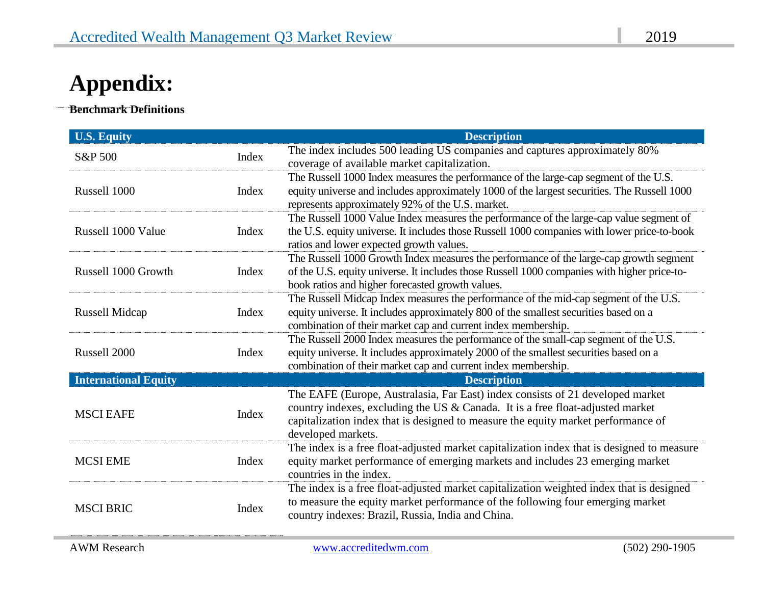# Appendix:

**Benchmark Definitions**

| U.S. Equity | | Description |
|---|---|---|
| S&P 500 | Index | The index includes 500 leading US companies and captures approximately 80% coverage of available market capitalization. |
| Russell 1000 | Index | The Russell 1000 Index measures the performance of the large-cap segment of the U.S. equity universe and includes approximately 1000 of the largest securities. The Russell 1000 represents approximately 92% of the U.S. market. |
| Russell 1000 Value | Index | The Russell 1000 Value Index measures the performance of the large-cap value segment of the U.S. equity universe. It includes those Russell 1000 companies with lower price-to-book ratios and lower expected growth values. |
| Russell 1000 Growth | Index | The Russell 1000 Growth Index measures the performance of the large-cap growth segment of the U.S. equity universe. It includes those Russell 1000 companies with higher price-to-book ratios and higher forecasted growth values. |
| Russell Midcap | Index | The Russell Midcap Index measures the performance of the mid-cap segment of the U.S. equity universe. It includes approximately 800 of the smallest securities based on a combination of their market cap and current index membership. |
| Russell 2000 | Index | The Russell 2000 Index measures the performance of the small-cap segment of the U.S. equity universe. It includes approximately 2000 of the smallest securities based on a combination of their market cap and current index membership. |
| **International Equity** | | **Description** |
| MSCI EAFE | Index | The EAFE (Europe, Australasia, Far East) index consists of 21 developed market country indexes, excluding the US & Canada. It is a free float-adjusted market capitalization index that is designed to measure the equity market performance of developed markets. |
| MCSI EME | Index | The index is a free float-adjusted market capitalization index that is designed to measure equity market performance of emerging markets and includes 23 emerging market countries in the index. |
| MSCI BRIC | Index | The index is a free float-adjusted market capitalization weighted index that is designed to measure the equity market performance of the following four emerging market country indexes: Brazil, Russia, India and China. |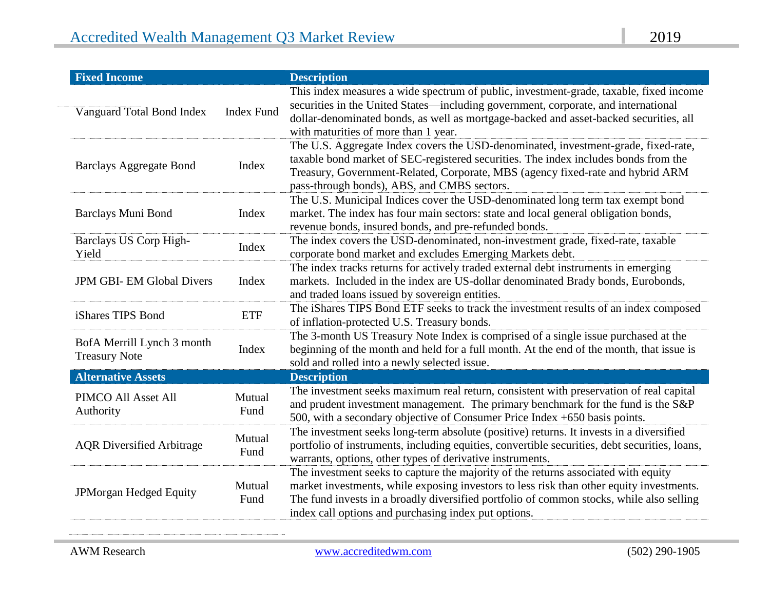| Fixed Income | | Description |
|---|---|---|
| Vanguard Total Bond Index | Index Fund | This index measures a wide spectrum of public, investment-grade, taxable, fixed income securities in the United States—including government, corporate, and international dollar-denominated bonds, as well as mortgage-backed and asset-backed securities, all with maturities of more than 1 year. |
| Barclays Aggregate Bond | Index | The U.S. Aggregate Index covers the USD-denominated, investment-grade, fixed-rate, taxable bond market of SEC-registered securities. The index includes bonds from the Treasury, Government-Related, Corporate, MBS (agency fixed-rate and hybrid ARM pass-through bonds), ABS, and CMBS sectors. |
| Barclays Muni Bond | Index | The U.S. Municipal Indices cover the USD-denominated long term tax exempt bond market. The index has four main sectors: state and local general obligation bonds, revenue bonds, insured bonds, and pre-refunded bonds. |
| Barclays US Corp High-Yield | Index | The index covers the USD-denominated, non-investment grade, fixed-rate, taxable corporate bond market and excludes Emerging Markets debt. |
| JPM GBI- EM Global Divers | Index | The index tracks returns for actively traded external debt instruments in emerging markets. Included in the index are US-dollar denominated Brady bonds, Eurobonds, and traded loans issued by sovereign entities. |
| iShares TIPS Bond | ETF | The iShares TIPS Bond ETF seeks to track the investment results of an index composed of inflation-protected U.S. Treasury bonds. |
| BofA Merrill Lynch 3 month Treasury Note | Index | The 3-month US Treasury Note Index is comprised of a single issue purchased at the beginning of the month and held for a full month. At the end of the month, that issue is sold and rolled into a newly selected issue. |
| **Alternative Assets** | | **Description** |
| PIMCO All Asset All Authority | Mutual Fund | The investment seeks maximum real return, consistent with preservation of real capital and prudent investment management. The primary benchmark for the fund is the S&P 500, with a secondary objective of Consumer Price Index +650 basis points. |
| AQR Diversified Arbitrage | Mutual Fund | The investment seeks long-term absolute (positive) returns. It invests in a diversified portfolio of instruments, including equities, convertible securities, debt securities, loans, warrants, options, other types of derivative instruments. |
| JPMorgan Hedged Equity | Mutual Fund | The investment seeks to capture the majority of the returns associated with equity market investments, while exposing investors to less risk than other equity investments. The fund invests in a broadly diversified portfolio of common stocks, while also selling index call options and purchasing index put options. |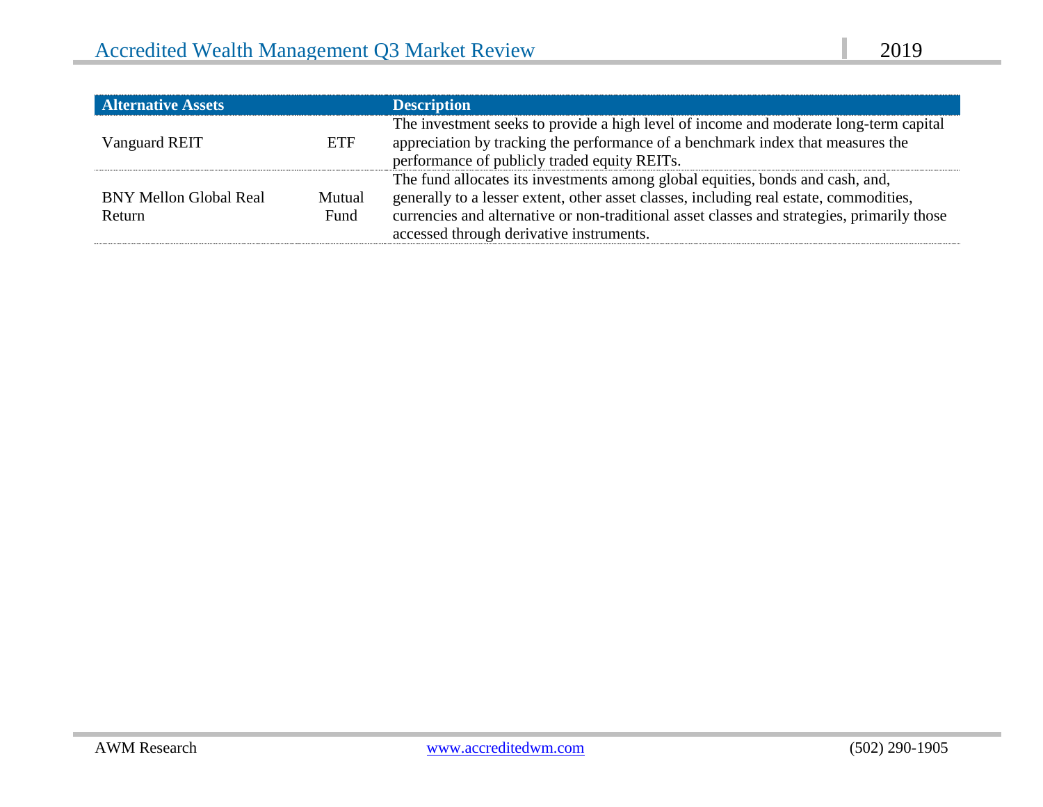| Alternative Assets | | Description |
|---|---|---|
| Vanguard REIT | ETF | The investment seeks to provide a high level of income and moderate long-term capital appreciation by tracking the performance of a benchmark index that measures the performance of publicly traded equity REITs. |
| BNY Mellon Global Real Return | Mutual Fund | The fund allocates its investments among global equities, bonds and cash, and, generally to a lesser extent, other asset classes, including real estate, commodities, currencies and alternative or non-traditional asset classes and strategies, primarily those accessed through derivative instruments. |